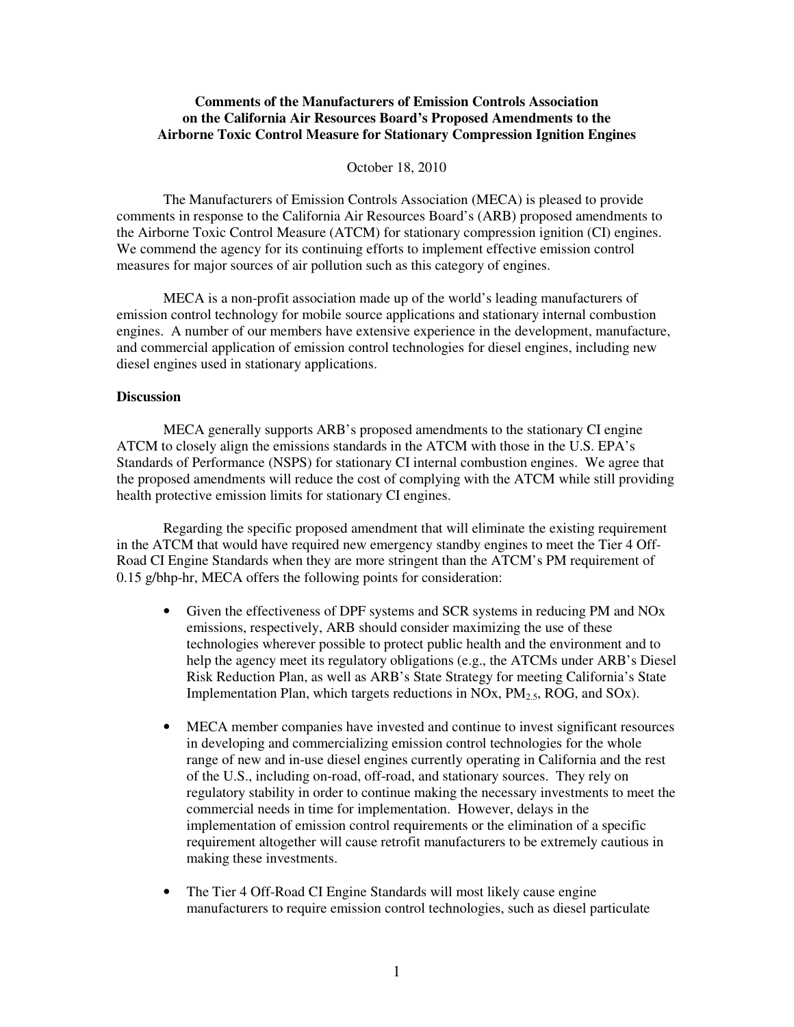**Comments of the Manufacturers of Emission Controls Association on the California Air Resources Board's Proposed Amendments to the Airborne Toxic Control Measure for Stationary Compression Ignition Engines**

October 18, 2010

The Manufacturers of Emission Controls Association (MECA) is pleased to provide comments in response to the California Air Resources Board's (ARB) proposed amendments to the Airborne Toxic Control Measure (ATCM) for stationary compression ignition (CI) engines. We commend the agency for its continuing efforts to implement effective emission control measures for major sources of air pollution such as this category of engines.

MECA is a non-profit association made up of the world's leading manufacturers of emission control technology for mobile source applications and stationary internal combustion engines. A number of our members have extensive experience in the development, manufacture, and commercial application of emission control technologies for diesel engines, including new diesel engines used in stationary applications.

**Discussion**

MECA generally supports ARB's proposed amendments to the stationary CI engine ATCM to closely align the emissions standards in the ATCM with those in the U.S. EPA's Standards of Performance (NSPS) for stationary CI internal combustion engines. We agree that the proposed amendments will reduce the cost of complying with the ATCM while still providing health protective emission limits for stationary CI engines.

Regarding the specific proposed amendment that will eliminate the existing requirement in the ATCM that would have required new emergency standby engines to meet the Tier 4 Off-Road CI Engine Standards when they are more stringent than the ATCM's PM requirement of 0.15 g/bhp-hr, MECA offers the following points for consideration:

- Given the effectiveness of DPF systems and SCR systems in reducing PM and NOx emissions, respectively, ARB should consider maximizing the use of these technologies wherever possible to protect public health and the environment and to help the agency meet its regulatory obligations (e.g., the ATCMs under ARB's Diesel Risk Reduction Plan, as well as ARB's State Strategy for meeting California's State Implementation Plan, which targets reductions in NOx, $PM_{2.5}$, ROG, and SOx).

- MECA member companies have invested and continue to invest significant resources in developing and commercializing emission control technologies for the whole range of new and in-use diesel engines currently operating in California and the rest of the U.S., including on-road, off-road, and stationary sources. They rely on regulatory stability in order to continue making the necessary investments to meet the commercial needs in time for implementation. However, delays in the implementation of emission control requirements or the elimination of a specific requirement altogether will cause retrofit manufacturers to be extremely cautious in making these investments.

- The Tier 4 Off-Road CI Engine Standards will most likely cause engine manufacturers to require emission control technologies, such as diesel particulate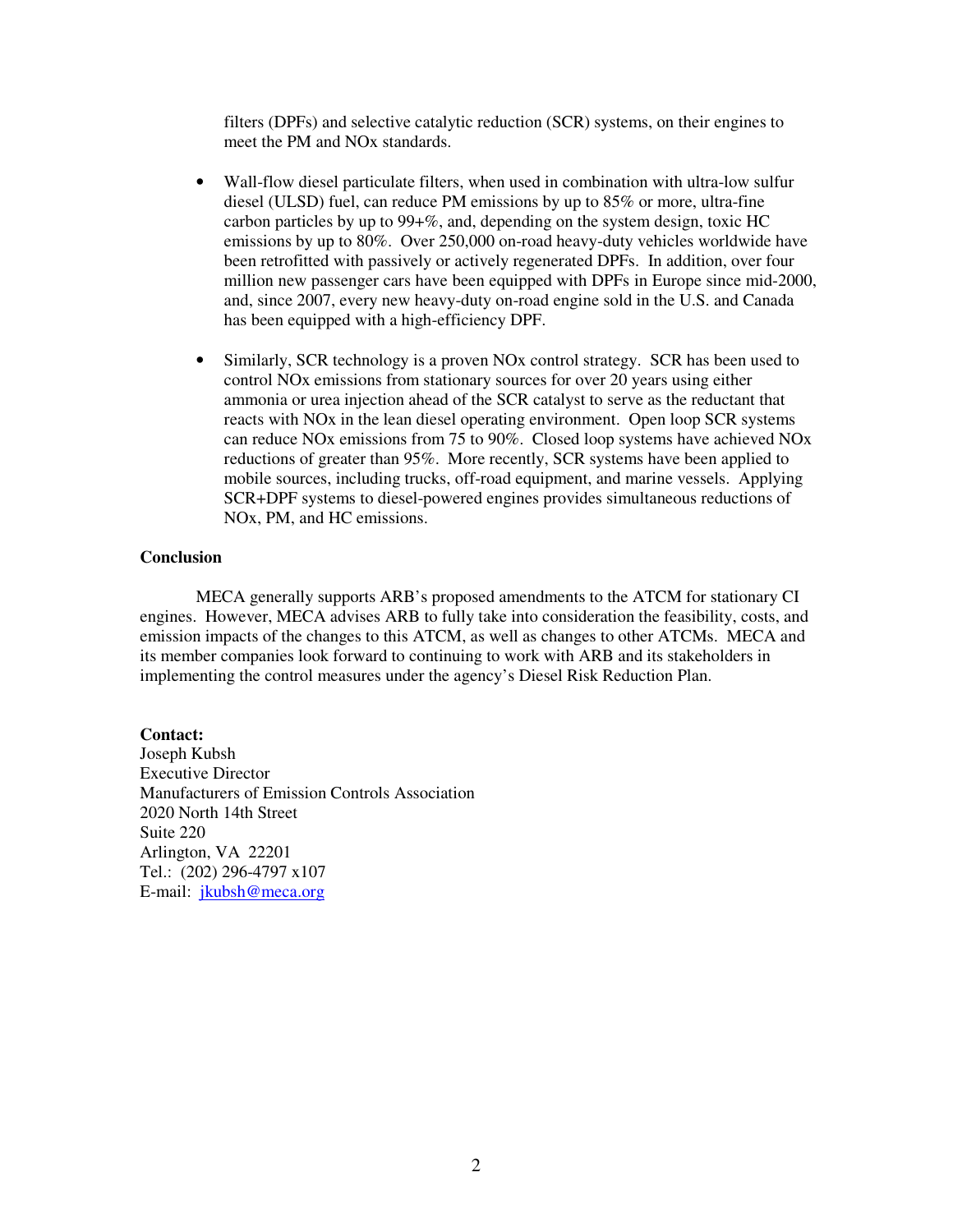filters (DPFs) and selective catalytic reduction (SCR) systems, on their engines to meet the PM and NOx standards.

- Wall-flow diesel particulate filters, when used in combination with ultra-low sulfur diesel (ULSD) fuel, can reduce PM emissions by up to 85% or more, ultra-fine carbon particles by up to 99+%, and, depending on the system design, toxic HC emissions by up to 80%. Over 250,000 on-road heavy-duty vehicles worldwide have been retrofitted with passively or actively regenerated DPFs. In addition, over four million new passenger cars have been equipped with DPFs in Europe since mid-2000, and, since 2007, every new heavy-duty on-road engine sold in the U.S. and Canada has been equipped with a high-efficiency DPF.

- Similarly, SCR technology is a proven NOx control strategy. SCR has been used to control NOx emissions from stationary sources for over 20 years using either ammonia or urea injection ahead of the SCR catalyst to serve as the reductant that reacts with NOx in the lean diesel operating environment. Open loop SCR systems can reduce NOx emissions from 75 to 90%. Closed loop systems have achieved NOx reductions of greater than 95%. More recently, SCR systems have been applied to mobile sources, including trucks, off-road equipment, and marine vessels. Applying SCR+DPF systems to diesel-powered engines provides simultaneous reductions of NOx, PM, and HC emissions.

**Conclusion**

MECA generally supports ARB's proposed amendments to the ATCM for stationary CI engines. However, MECA advises ARB to fully take into consideration the feasibility, costs, and emission impacts of the changes to this ATCM, as well as changes to other ATCMs. MECA and its member companies look forward to continuing to work with ARB and its stakeholders in implementing the control measures under the agency's Diesel Risk Reduction Plan.

**Contact:**
Joseph Kubsh
Executive Director
Manufacturers of Emission Controls Association
2020 North 14th Street
Suite 220
Arlington, VA 22201
Tel.: (202) 296-4797 x107
E-mail: jkubsh@meca.org